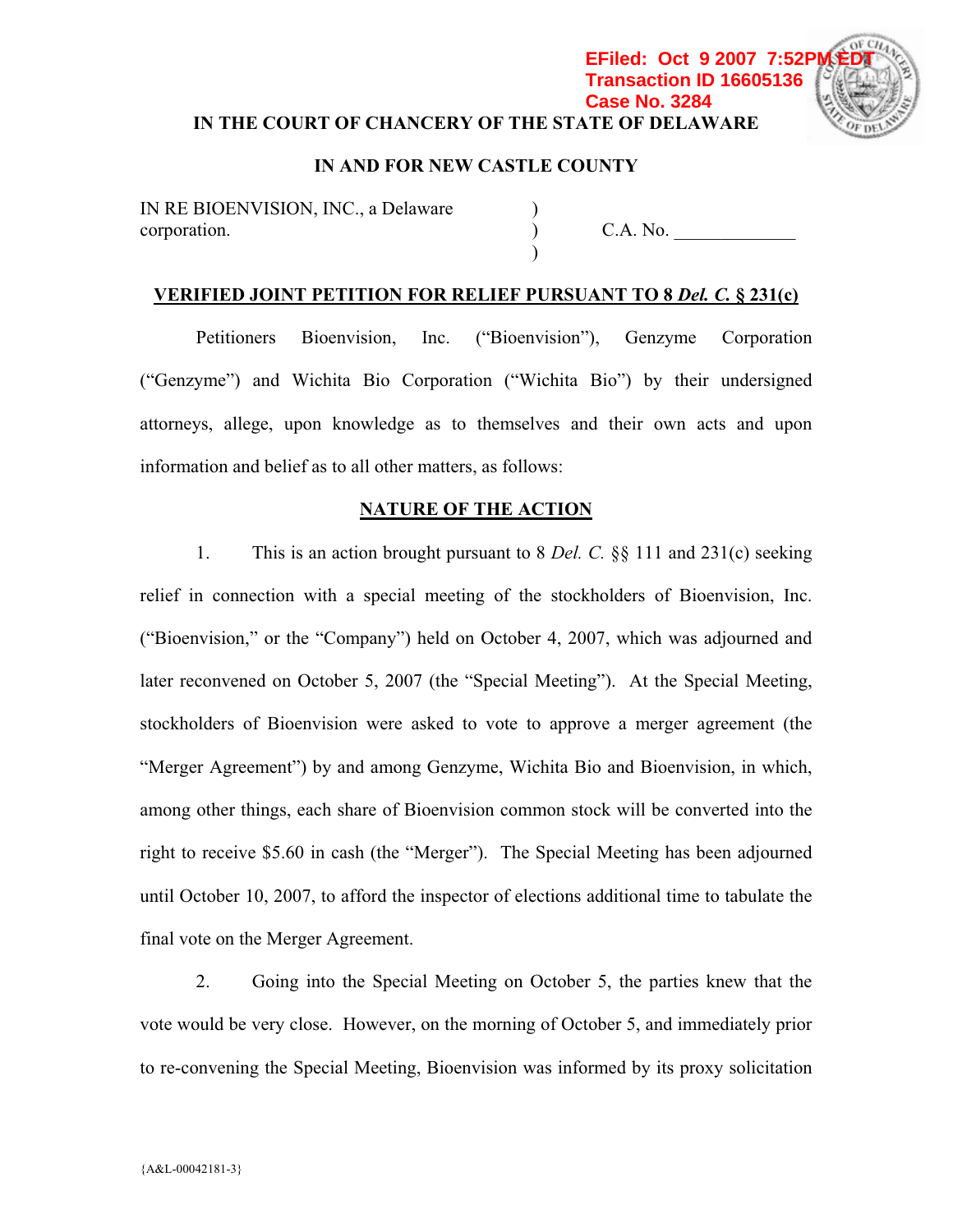EFiled: Oct 9 2007 7:52PM EDT
Transaction ID 16605136
Case No. 3284

**IN THE COURT OF CHANCERY OF THE STATE OF DELAWARE**

**IN AND FOR NEW CASTLE COUNTY**

| | | |
|---|---|---|
| IN RE BIOENVISION, INC., a Delaware corporation. | ) ) ) | C.A. No. _____________ |

**<u>VERIFIED JOINT PETITION FOR RELIEF PURSUANT TO 8 *Del. C.* § 231(c)</u>**

Petitioners Bioenvision, Inc. ("Bioenvision"), Genzyme Corporation ("Genzyme") and Wichita Bio Corporation ("Wichita Bio") by their undersigned attorneys, allege, upon knowledge as to themselves and their own acts and upon information and belief as to all other matters, as follows:

**<u>NATURE OF THE ACTION</u>**

1. This is an action brought pursuant to 8 *Del. C.* §§ 111 and 231(c) seeking relief in connection with a special meeting of the stockholders of Bioenvision, Inc. ("Bioenvision," or the "Company") held on October 4, 2007, which was adjourned and later reconvened on October 5, 2007 (the "Special Meeting"). At the Special Meeting, stockholders of Bioenvision were asked to vote to approve a merger agreement (the "Merger Agreement") by and among Genzyme, Wichita Bio and Bioenvision, in which, among other things, each share of Bioenvision common stock will be converted into the right to receive $5.60 in cash (the "Merger"). The Special Meeting has been adjourned until October 10, 2007, to afford the inspector of elections additional time to tabulate the final vote on the Merger Agreement.

2. Going into the Special Meeting on October 5, the parties knew that the vote would be very close. However, on the morning of October 5, and immediately prior to re-convening the Special Meeting, Bioenvision was informed by its proxy solicitation

{A&L-00042181-3}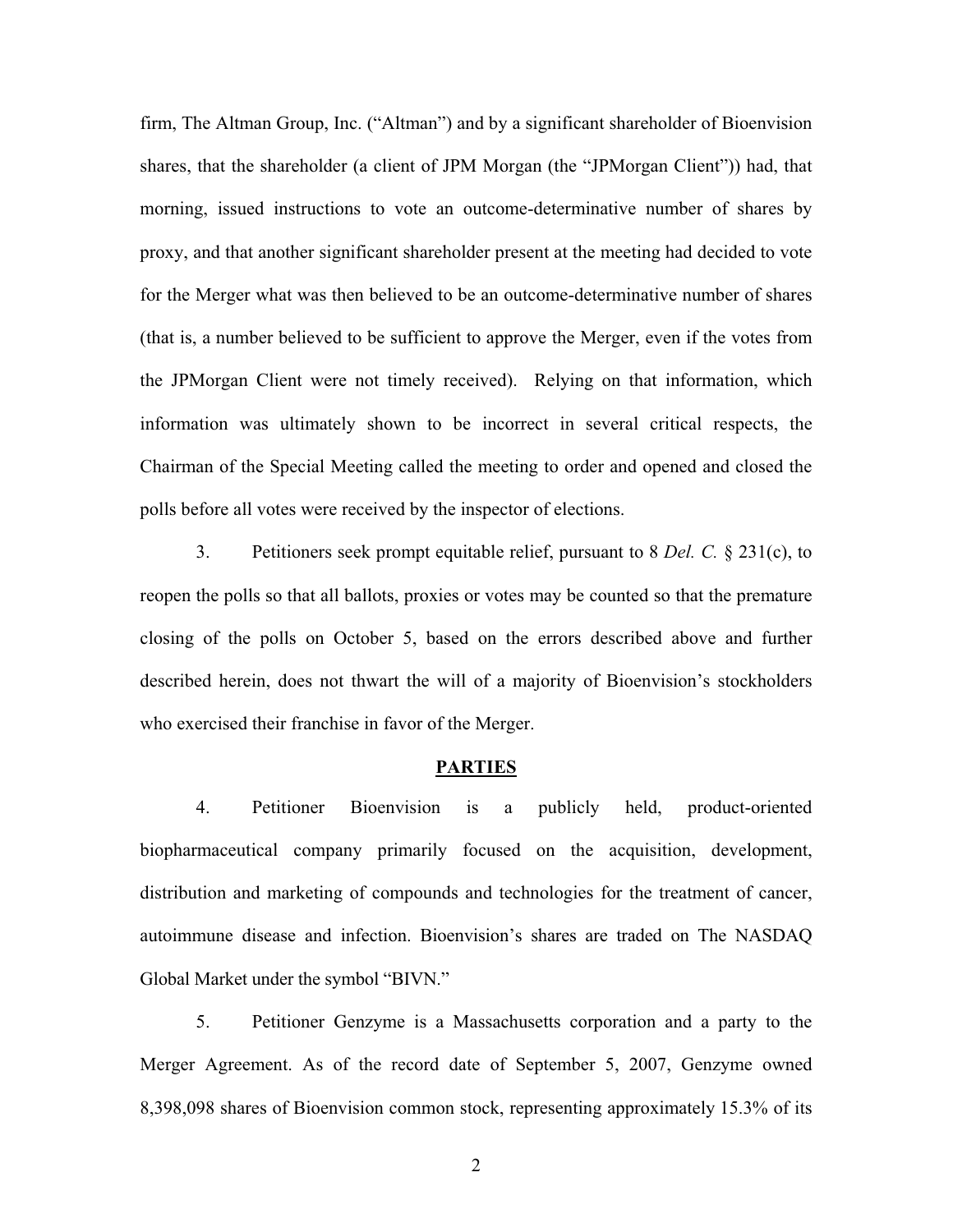firm, The Altman Group, Inc. ("Altman") and by a significant shareholder of Bioenvision shares, that the shareholder (a client of JPM Morgan (the "JPMorgan Client")) had, that morning, issued instructions to vote an outcome-determinative number of shares by proxy, and that another significant shareholder present at the meeting had decided to vote for the Merger what was then believed to be an outcome-determinative number of shares (that is, a number believed to be sufficient to approve the Merger, even if the votes from the JPMorgan Client were not timely received). Relying on that information, which information was ultimately shown to be incorrect in several critical respects, the Chairman of the Special Meeting called the meeting to order and opened and closed the polls before all votes were received by the inspector of elections.

3. Petitioners seek prompt equitable relief, pursuant to 8 *Del. C.* § 231(c), to reopen the polls so that all ballots, proxies or votes may be counted so that the premature closing of the polls on October 5, based on the errors described above and further described herein, does not thwart the will of a majority of Bioenvision's stockholders who exercised their franchise in favor of the Merger.

## PARTIES

4. Petitioner Bioenvision is a publicly held, product-oriented biopharmaceutical company primarily focused on the acquisition, development, distribution and marketing of compounds and technologies for the treatment of cancer, autoimmune disease and infection. Bioenvision's shares are traded on The NASDAQ Global Market under the symbol "BIVN."

5. Petitioner Genzyme is a Massachusetts corporation and a party to the Merger Agreement. As of the record date of September 5, 2007, Genzyme owned 8,398,098 shares of Bioenvision common stock, representing approximately 15.3% of its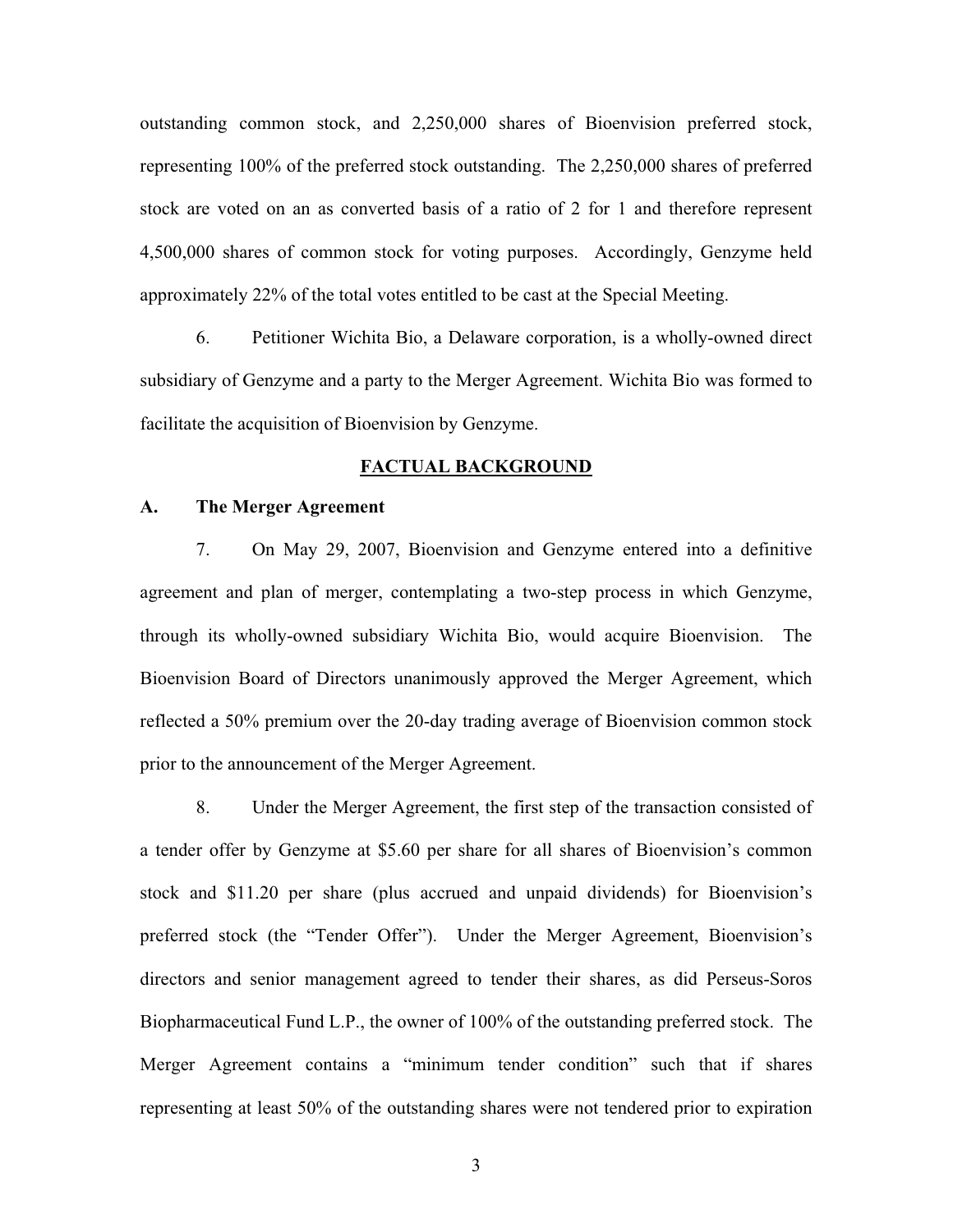outstanding common stock, and 2,250,000 shares of Bioenvision preferred stock, representing 100% of the preferred stock outstanding. The 2,250,000 shares of preferred stock are voted on an as converted basis of a ratio of 2 for 1 and therefore represent 4,500,000 shares of common stock for voting purposes. Accordingly, Genzyme held approximately 22% of the total votes entitled to be cast at the Special Meeting.

6. Petitioner Wichita Bio, a Delaware corporation, is a wholly-owned direct subsidiary of Genzyme and a party to the Merger Agreement. Wichita Bio was formed to facilitate the acquisition of Bioenvision by Genzyme.

## FACTUAL BACKGROUND

### A. The Merger Agreement

7. On May 29, 2007, Bioenvision and Genzyme entered into a definitive agreement and plan of merger, contemplating a two-step process in which Genzyme, through its wholly-owned subsidiary Wichita Bio, would acquire Bioenvision. The Bioenvision Board of Directors unanimously approved the Merger Agreement, which reflected a 50% premium over the 20-day trading average of Bioenvision common stock prior to the announcement of the Merger Agreement.

8. Under the Merger Agreement, the first step of the transaction consisted of a tender offer by Genzyme at $5.60 per share for all shares of Bioenvision's common stock and $11.20 per share (plus accrued and unpaid dividends) for Bioenvision's preferred stock (the "Tender Offer"). Under the Merger Agreement, Bioenvision's directors and senior management agreed to tender their shares, as did Perseus-Soros Biopharmaceutical Fund L.P., the owner of 100% of the outstanding preferred stock. The Merger Agreement contains a "minimum tender condition" such that if shares representing at least 50% of the outstanding shares were not tendered prior to expiration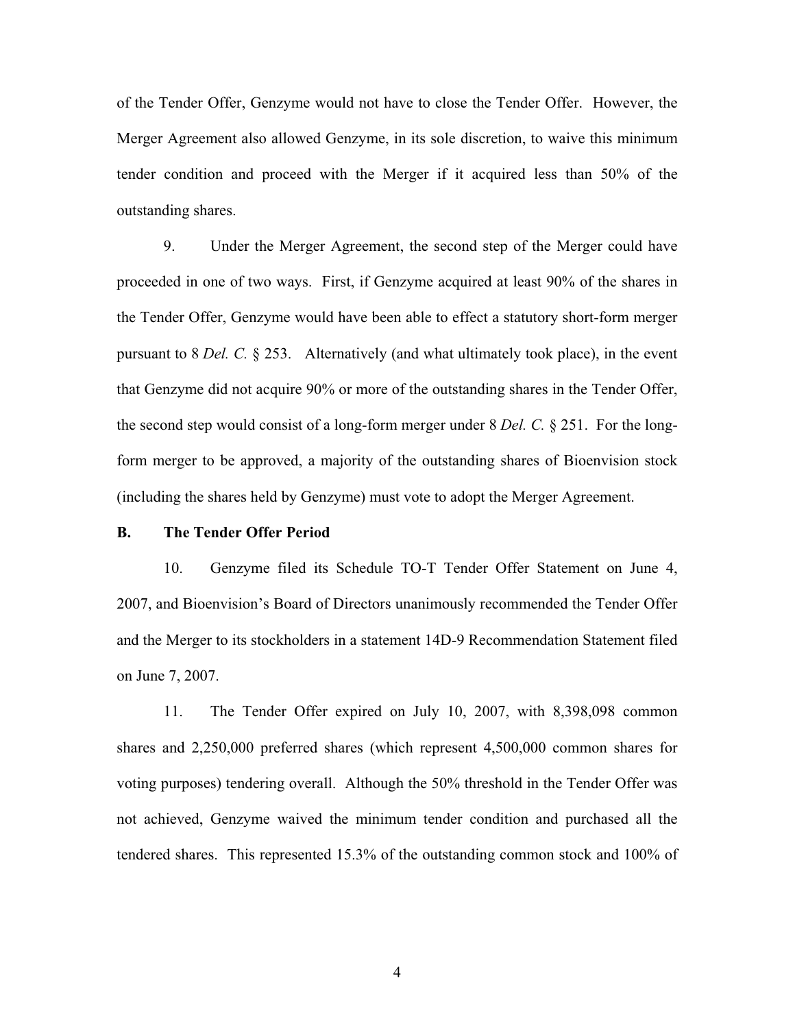of the Tender Offer, Genzyme would not have to close the Tender Offer. However, the Merger Agreement also allowed Genzyme, in its sole discretion, to waive this minimum tender condition and proceed with the Merger if it acquired less than 50% of the outstanding shares.

9. Under the Merger Agreement, the second step of the Merger could have proceeded in one of two ways. First, if Genzyme acquired at least 90% of the shares in the Tender Offer, Genzyme would have been able to effect a statutory short-form merger pursuant to 8 *Del. C.* § 253. Alternatively (and what ultimately took place), in the event that Genzyme did not acquire 90% or more of the outstanding shares in the Tender Offer, the second step would consist of a long-form merger under 8 *Del. C.* § 251. For the long-form merger to be approved, a majority of the outstanding shares of Bioenvision stock (including the shares held by Genzyme) must vote to adopt the Merger Agreement.

### B. The Tender Offer Period

10. Genzyme filed its Schedule TO-T Tender Offer Statement on June 4, 2007, and Bioenvision's Board of Directors unanimously recommended the Tender Offer and the Merger to its stockholders in a statement 14D-9 Recommendation Statement filed on June 7, 2007.

11. The Tender Offer expired on July 10, 2007, with 8,398,098 common shares and 2,250,000 preferred shares (which represent 4,500,000 common shares for voting purposes) tendering overall. Although the 50% threshold in the Tender Offer was not achieved, Genzyme waived the minimum tender condition and purchased all the tendered shares. This represented 15.3% of the outstanding common stock and 100% of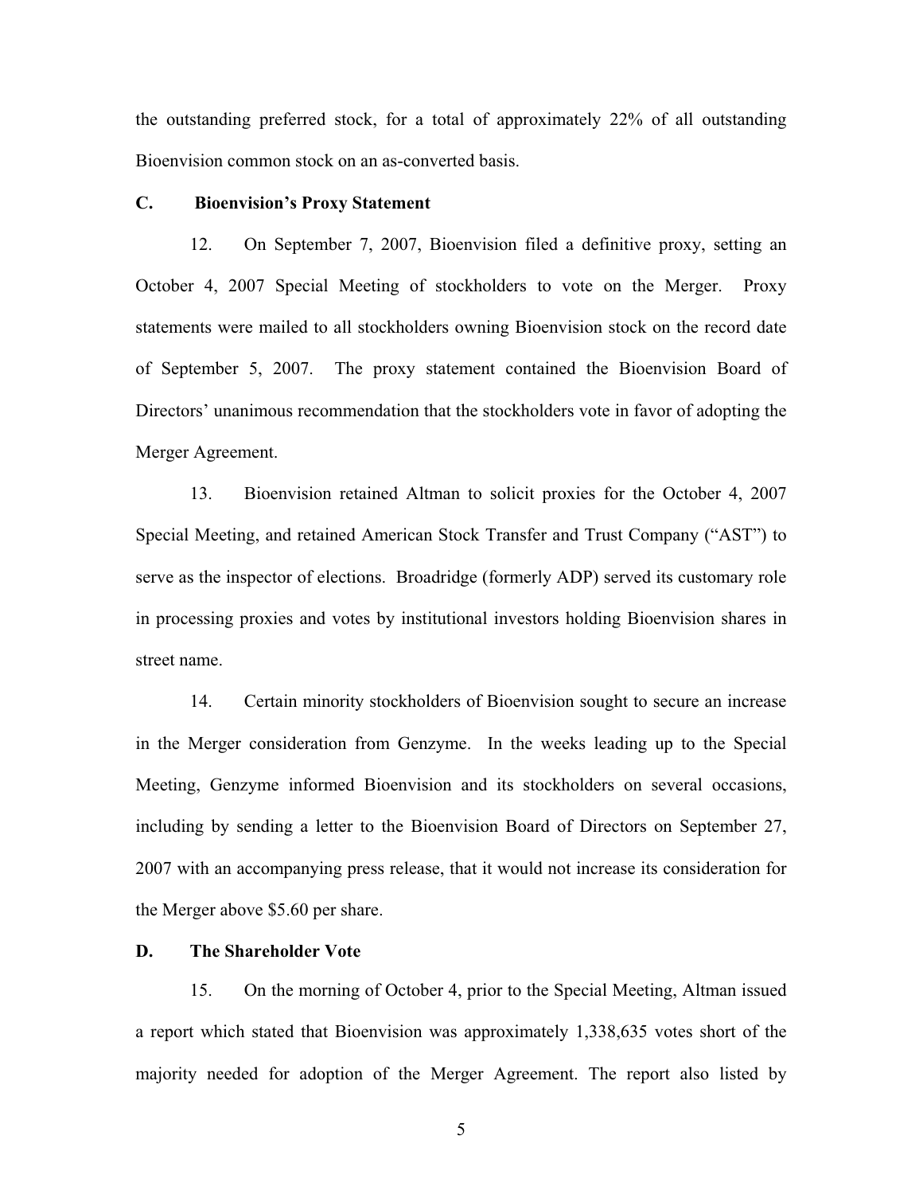the outstanding preferred stock, for a total of approximately 22% of all outstanding Bioenvision common stock on an as-converted basis.

### C. Bioenvision's Proxy Statement

12. On September 7, 2007, Bioenvision filed a definitive proxy, setting an October 4, 2007 Special Meeting of stockholders to vote on the Merger. Proxy statements were mailed to all stockholders owning Bioenvision stock on the record date of September 5, 2007. The proxy statement contained the Bioenvision Board of Directors' unanimous recommendation that the stockholders vote in favor of adopting the Merger Agreement.

13. Bioenvision retained Altman to solicit proxies for the October 4, 2007 Special Meeting, and retained American Stock Transfer and Trust Company ("AST") to serve as the inspector of elections. Broadridge (formerly ADP) served its customary role in processing proxies and votes by institutional investors holding Bioenvision shares in street name.

14. Certain minority stockholders of Bioenvision sought to secure an increase in the Merger consideration from Genzyme. In the weeks leading up to the Special Meeting, Genzyme informed Bioenvision and its stockholders on several occasions, including by sending a letter to the Bioenvision Board of Directors on September 27, 2007 with an accompanying press release, that it would not increase its consideration for the Merger above $5.60 per share.

### D. The Shareholder Vote

15. On the morning of October 4, prior to the Special Meeting, Altman issued a report which stated that Bioenvision was approximately 1,338,635 votes short of the majority needed for adoption of the Merger Agreement. The report also listed by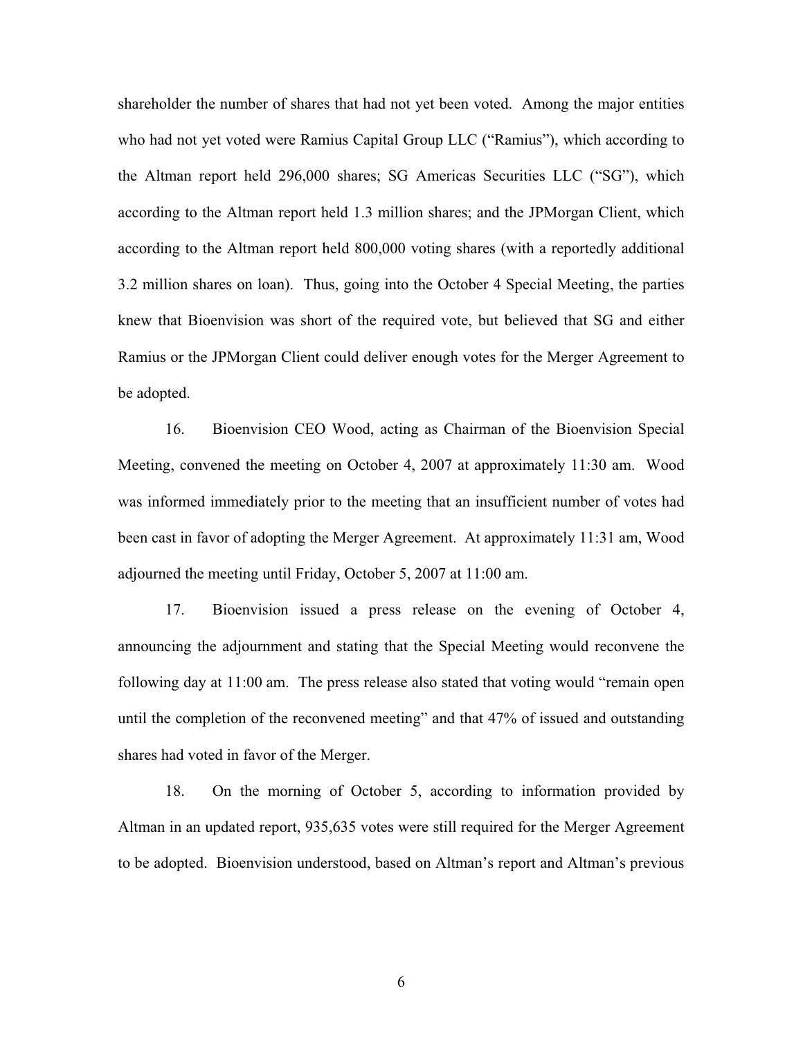shareholder the number of shares that had not yet been voted. Among the major entities who had not yet voted were Ramius Capital Group LLC ("Ramius"), which according to the Altman report held 296,000 shares; SG Americas Securities LLC ("SG"), which according to the Altman report held 1.3 million shares; and the JPMorgan Client, which according to the Altman report held 800,000 voting shares (with a reportedly additional 3.2 million shares on loan). Thus, going into the October 4 Special Meeting, the parties knew that Bioenvision was short of the required vote, but believed that SG and either Ramius or the JPMorgan Client could deliver enough votes for the Merger Agreement to be adopted.

16. Bioenvision CEO Wood, acting as Chairman of the Bioenvision Special Meeting, convened the meeting on October 4, 2007 at approximately 11:30 am. Wood was informed immediately prior to the meeting that an insufficient number of votes had been cast in favor of adopting the Merger Agreement. At approximately 11:31 am, Wood adjourned the meeting until Friday, October 5, 2007 at 11:00 am.

17. Bioenvision issued a press release on the evening of October 4, announcing the adjournment and stating that the Special Meeting would reconvene the following day at 11:00 am. The press release also stated that voting would "remain open until the completion of the reconvened meeting" and that 47% of issued and outstanding shares had voted in favor of the Merger.

18. On the morning of October 5, according to information provided by Altman in an updated report, 935,635 votes were still required for the Merger Agreement to be adopted. Bioenvision understood, based on Altman's report and Altman's previous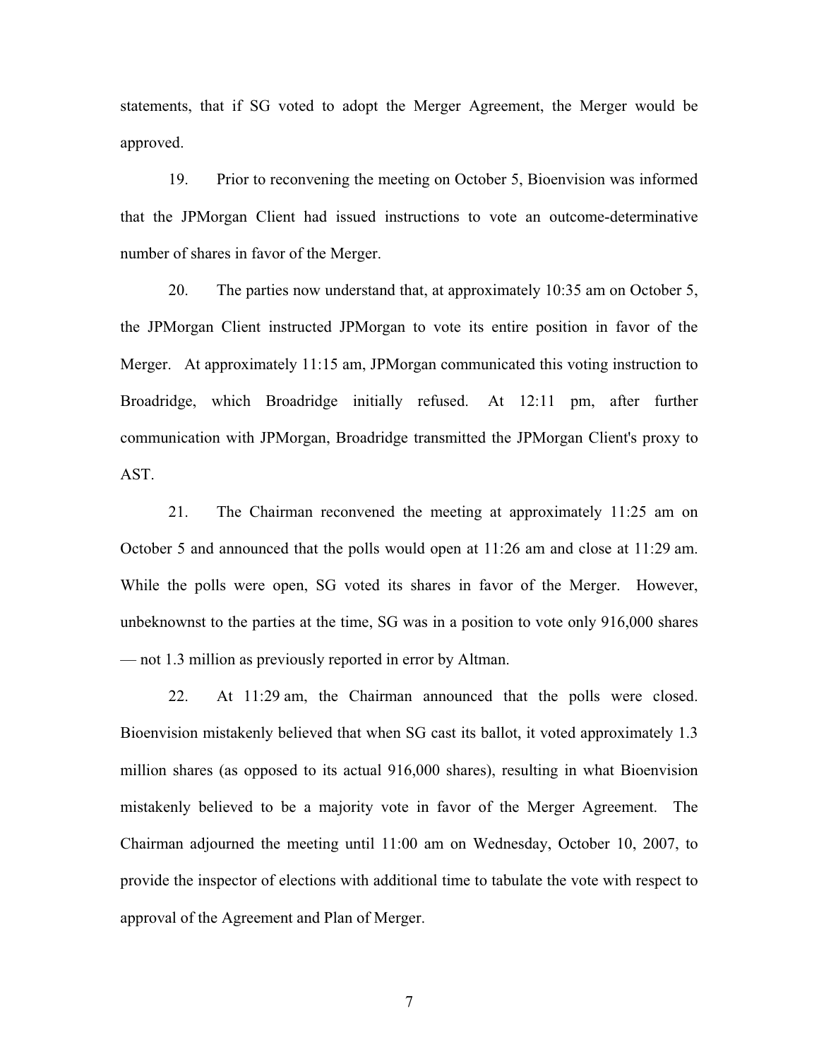statements, that if SG voted to adopt the Merger Agreement, the Merger would be approved.

19. Prior to reconvening the meeting on October 5, Bioenvision was informed that the JPMorgan Client had issued instructions to vote an outcome-determinative number of shares in favor of the Merger.

20. The parties now understand that, at approximately 10:35 am on October 5, the JPMorgan Client instructed JPMorgan to vote its entire position in favor of the Merger. At approximately 11:15 am, JPMorgan communicated this voting instruction to Broadridge, which Broadridge initially refused. At 12:11 pm, after further communication with JPMorgan, Broadridge transmitted the JPMorgan Client's proxy to AST.

21. The Chairman reconvened the meeting at approximately 11:25 am on October 5 and announced that the polls would open at 11:26 am and close at 11:29 am. While the polls were open, SG voted its shares in favor of the Merger. However, unbeknownst to the parties at the time, SG was in a position to vote only 916,000 shares — not 1.3 million as previously reported in error by Altman.

22. At 11:29 am, the Chairman announced that the polls were closed. Bioenvision mistakenly believed that when SG cast its ballot, it voted approximately 1.3 million shares (as opposed to its actual 916,000 shares), resulting in what Bioenvision mistakenly believed to be a majority vote in favor of the Merger Agreement. The Chairman adjourned the meeting until 11:00 am on Wednesday, October 10, 2007, to provide the inspector of elections with additional time to tabulate the vote with respect to approval of the Agreement and Plan of Merger.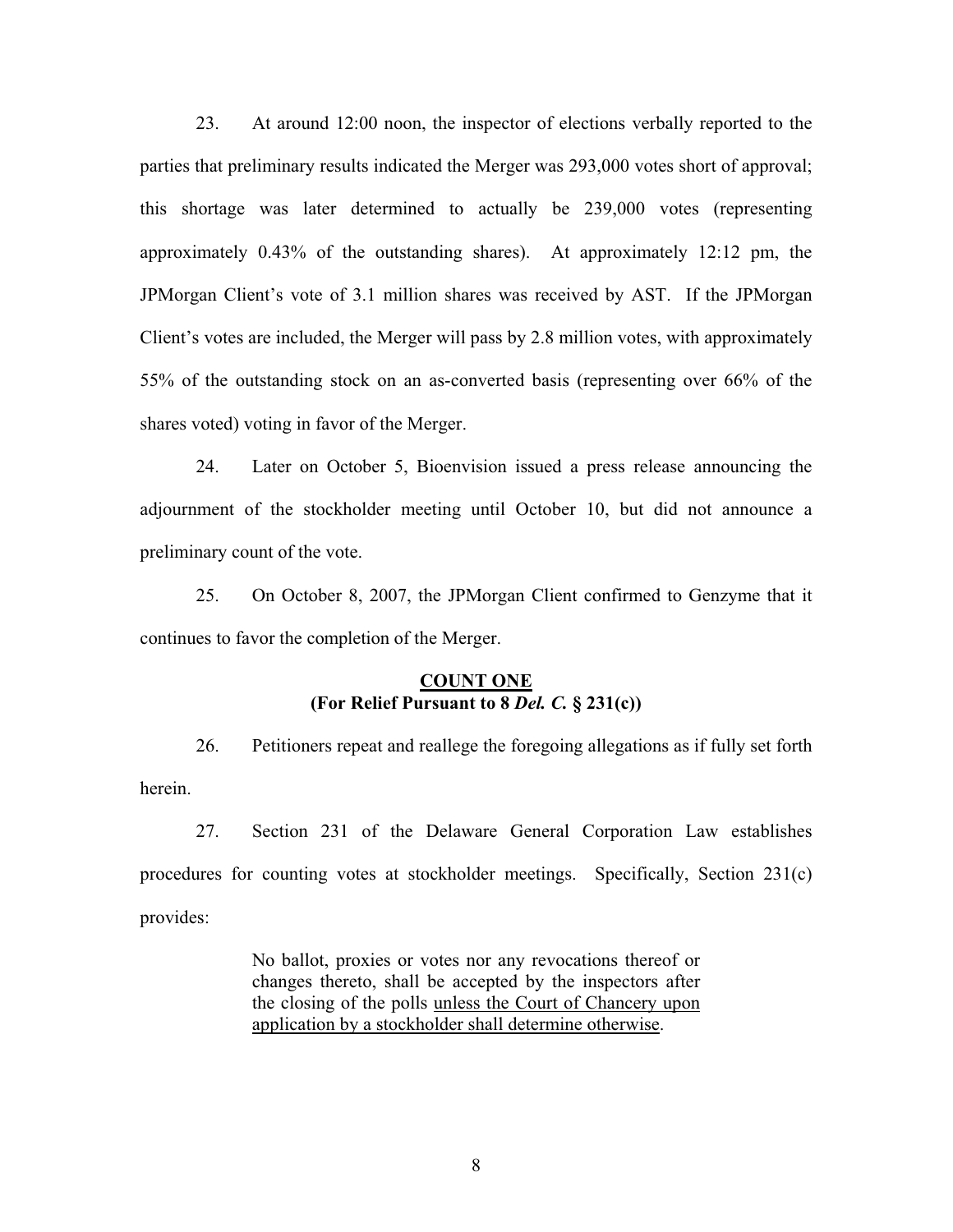23. At around 12:00 noon, the inspector of elections verbally reported to the parties that preliminary results indicated the Merger was 293,000 votes short of approval; this shortage was later determined to actually be 239,000 votes (representing approximately 0.43% of the outstanding shares). At approximately 12:12 pm, the JPMorgan Client's vote of 3.1 million shares was received by AST. If the JPMorgan Client's votes are included, the Merger will pass by 2.8 million votes, with approximately 55% of the outstanding stock on an as-converted basis (representing over 66% of the shares voted) voting in favor of the Merger.

24. Later on October 5, Bioenvision issued a press release announcing the adjournment of the stockholder meeting until October 10, but did not announce a preliminary count of the vote.

25. On October 8, 2007, the JPMorgan Client confirmed to Genzyme that it continues to favor the completion of the Merger.

**<u>COUNT ONE</u>**
**(For Relief Pursuant to 8 *Del. C.* § 231(c))**

26. Petitioners repeat and reallege the foregoing allegations as if fully set forth herein.

27. Section 231 of the Delaware General Corporation Law establishes procedures for counting votes at stockholder meetings. Specifically, Section 231(c) provides:

> No ballot, proxies or votes nor any revocations thereof or changes thereto, shall be accepted by the inspectors after the closing of the polls <u>unless the Court of Chancery upon application by a stockholder shall determine otherwise</u>.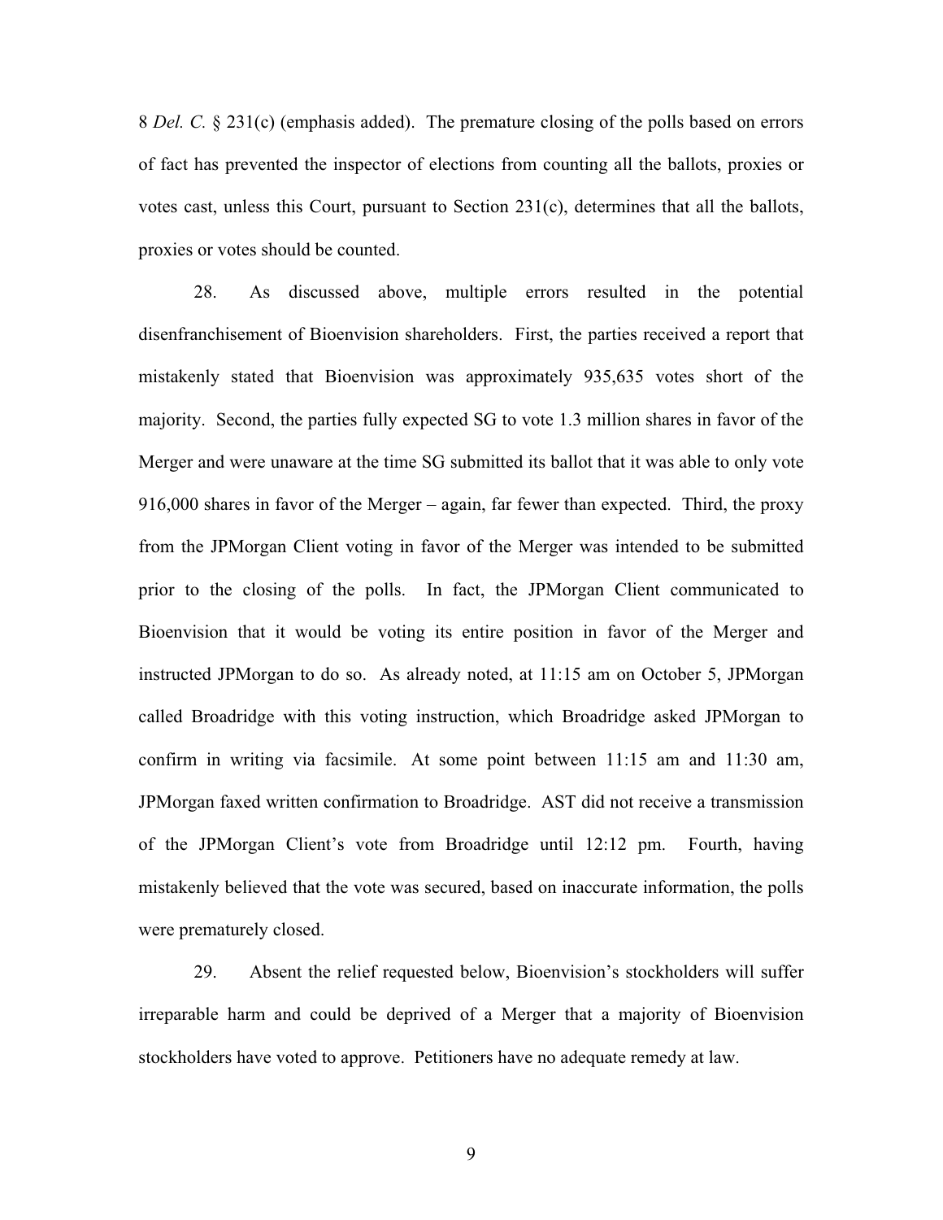8 *Del. C.* § 231(c) (emphasis added). The premature closing of the polls based on errors of fact has prevented the inspector of elections from counting all the ballots, proxies or votes cast, unless this Court, pursuant to Section 231(c), determines that all the ballots, proxies or votes should be counted.

28. As discussed above, multiple errors resulted in the potential disenfranchisement of Bioenvision shareholders. First, the parties received a report that mistakenly stated that Bioenvision was approximately 935,635 votes short of the majority. Second, the parties fully expected SG to vote 1.3 million shares in favor of the Merger and were unaware at the time SG submitted its ballot that it was able to only vote 916,000 shares in favor of the Merger – again, far fewer than expected. Third, the proxy from the JPMorgan Client voting in favor of the Merger was intended to be submitted prior to the closing of the polls. In fact, the JPMorgan Client communicated to Bioenvision that it would be voting its entire position in favor of the Merger and instructed JPMorgan to do so. As already noted, at 11:15 am on October 5, JPMorgan called Broadridge with this voting instruction, which Broadridge asked JPMorgan to confirm in writing via facsimile. At some point between 11:15 am and 11:30 am, JPMorgan faxed written confirmation to Broadridge. AST did not receive a transmission of the JPMorgan Client's vote from Broadridge until 12:12 pm. Fourth, having mistakenly believed that the vote was secured, based on inaccurate information, the polls were prematurely closed.

29. Absent the relief requested below, Bioenvision's stockholders will suffer irreparable harm and could be deprived of a Merger that a majority of Bioenvision stockholders have voted to approve. Petitioners have no adequate remedy at law.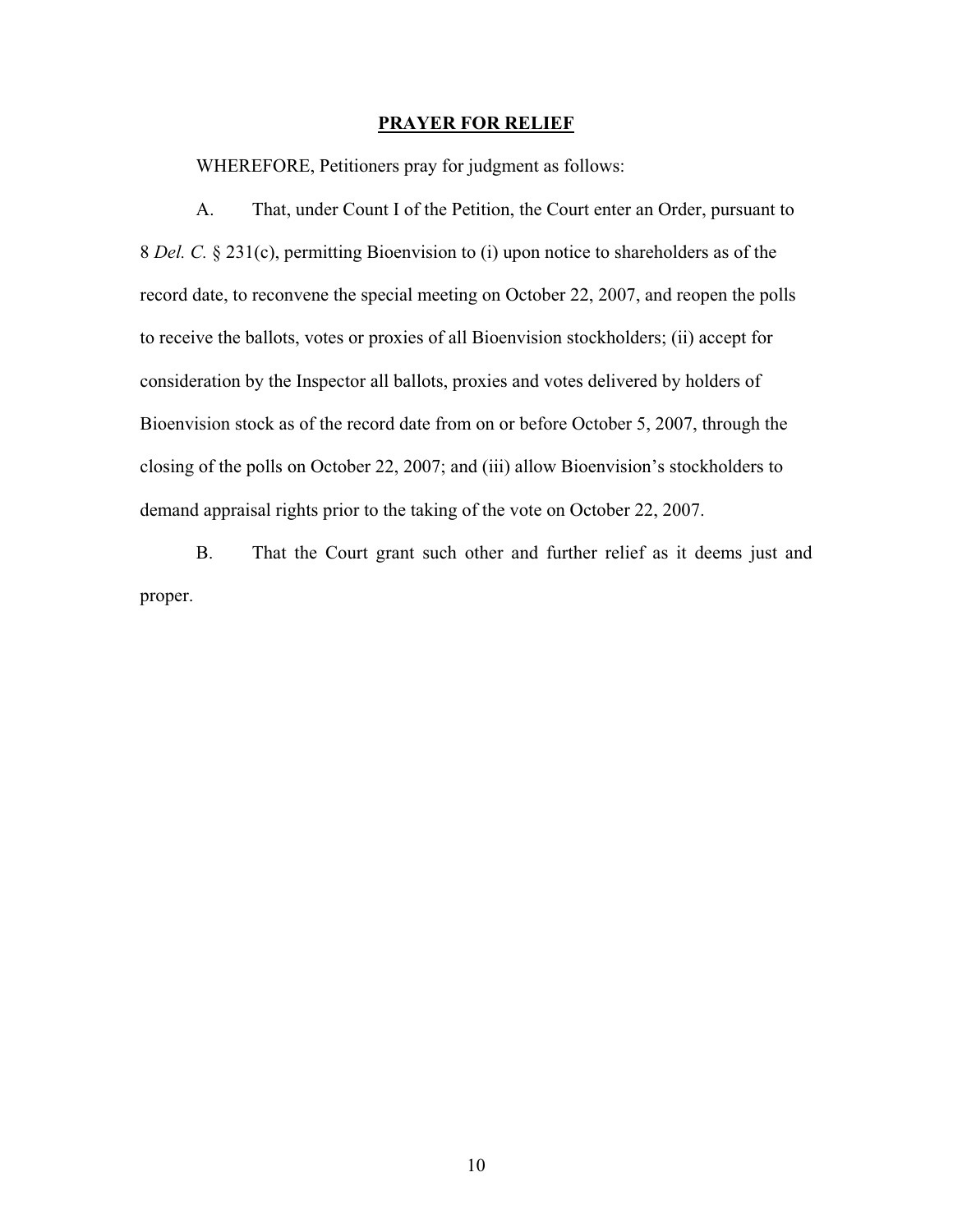## PRAYER FOR RELIEF

WHEREFORE, Petitioners pray for judgment as follows:

A. That, under Count I of the Petition, the Court enter an Order, pursuant to 8 *Del. C.* § 231(c), permitting Bioenvision to (i) upon notice to shareholders as of the record date, to reconvene the special meeting on October 22, 2007, and reopen the polls to receive the ballots, votes or proxies of all Bioenvision stockholders; (ii) accept for consideration by the Inspector all ballots, proxies and votes delivered by holders of Bioenvision stock as of the record date from on or before October 5, 2007, through the closing of the polls on October 22, 2007; and (iii) allow Bioenvision's stockholders to demand appraisal rights prior to the taking of the vote on October 22, 2007.

B. That the Court grant such other and further relief as it deems just and proper.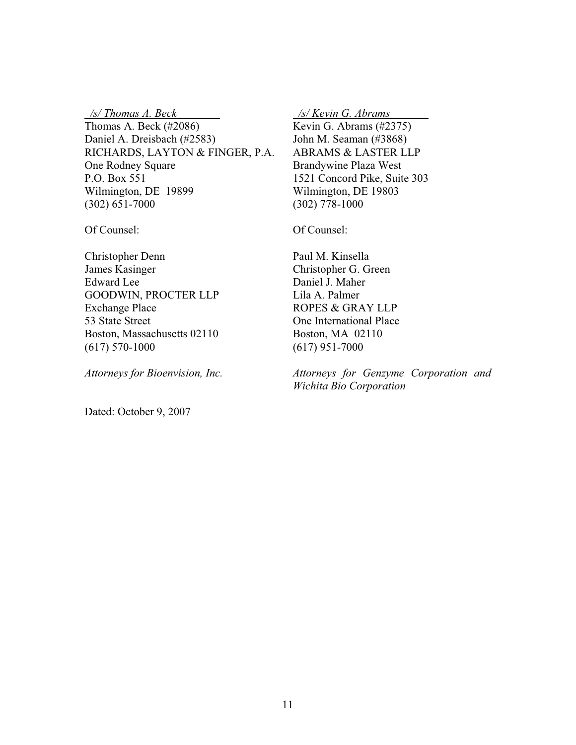*/s/ Thomas A. Beck*
Thomas A. Beck (#2086)
Daniel A. Dreisbach (#2583)
RICHARDS, LAYTON & FINGER, P.A.
One Rodney Square
P.O. Box 551
Wilmington, DE 19899
(302) 651-7000

Of Counsel:

Christopher Denn
James Kasinger
Edward Lee
GOODWIN, PROCTER LLP
Exchange Place
53 State Street
Boston, Massachusetts 02110
(617) 570-1000

*Attorneys for Bioenvision, Inc.*

*/s/ Kevin G. Abrams*
Kevin G. Abrams (#2375)
John M. Seaman (#3868)
ABRAMS & LASTER LLP
Brandywine Plaza West
1521 Concord Pike, Suite 303
Wilmington, DE 19803
(302) 778-1000

Of Counsel:

Paul M. Kinsella
Christopher G. Green
Daniel J. Maher
Lila A. Palmer
ROPES & GRAY LLP
One International Place
Boston, MA 02110
(617) 951-7000

*Attorneys for Genzyme Corporation and Wichita Bio Corporation*

Dated: October 9, 2007